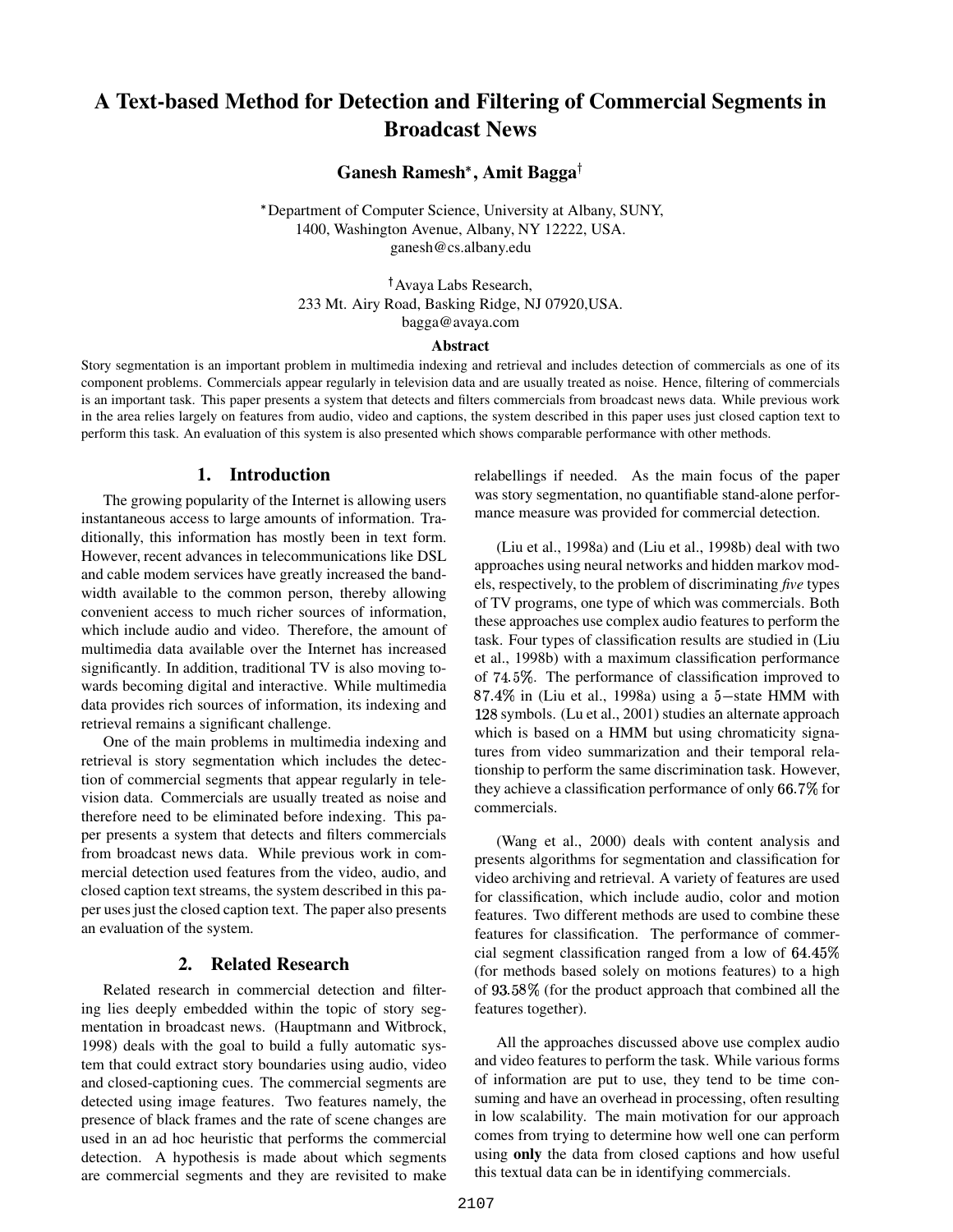# A Text-based Method for Detection and Filtering of Commercial Segments in Broadcast News

**Ganesh Ramesh***, **Amit Bagga**[†]

*Department of Computer Science, University at Albany, SUNY,
1400, Washington Avenue, Albany, NY 12222, USA.
ganesh@cs.albany.edu

[†]Avaya Labs Research,
233 Mt. Airy Road, Basking Ridge, NJ 07920,USA.
bagga@avaya.com

### Abstract

Story segmentation is an important problem in multimedia indexing and retrieval and includes detection of commercials as one of its component problems. Commercials appear regularly in television data and are usually treated as noise. Hence, filtering of commercials is an important task. This paper presents a system that detects and filters commercials from broadcast news data. While previous work in the area relies largely on features from audio, video and captions, the system described in this paper uses just closed caption text to perform this task. An evaluation of this system is also presented which shows comparable performance with other methods.

## 1. Introduction

The growing popularity of the Internet is allowing users instantaneous access to large amounts of information. Traditionally, this information has mostly been in text form. However, recent advances in telecommunications like DSL and cable modem services have greatly increased the bandwidth available to the common person, thereby allowing convenient access to much richer sources of information, which include audio and video. Therefore, the amount of multimedia data available over the Internet has increased significantly. In addition, traditional TV is also moving towards becoming digital and interactive. While multimedia data provides rich sources of information, its indexing and retrieval remains a significant challenge.

One of the main problems in multimedia indexing and retrieval is story segmentation which includes the detection of commercial segments that appear regularly in television data. Commercials are usually treated as noise and therefore need to be eliminated before indexing. This paper presents a system that detects and filters commercials from broadcast news data. While previous work in commercial detection used features from the video, audio, and closed caption text streams, the system described in this paper uses just the closed caption text. The paper also presents an evaluation of the system.

## 2. Related Research

Related research in commercial detection and filtering lies deeply embedded within the topic of story segmentation in broadcast news. (Hauptmann and Witbrock, 1998) deals with the goal to build a fully automatic system that could extract story boundaries using audio, video and closed-captioning cues. The commercial segments are detected using image features. Two features namely, the presence of black frames and the rate of scene changes are used in an ad hoc heuristic that performs the commercial detection. A hypothesis is made about which segments are commercial segments and they are revisited to make relabellings if needed. As the main focus of the paper was story segmentation, no quantifiable stand-alone performance measure was provided for commercial detection.

(Liu et al., 1998a) and (Liu et al., 1998b) deal with two approaches using neural networks and hidden markov models, respectively, to the problem of discriminating *five* types of TV programs, one type of which was commercials. Both these approaches use complex audio features to perform the task. Four types of classification results are studied in (Liu et al., 1998b) with a maximum classification performance of $74.5\%$. The performance of classification improved to $87.4\%$ in (Liu et al., 1998a) using a $5-$state HMM with $128$ symbols. (Lu et al., 2001) studies an alternate approach which is based on a HMM but using chromaticity signatures from video summarization and their temporal relationship to perform the same discrimination task. However, they achieve a classification performance of only $66.7\%$ for commercials.

(Wang et al., 2000) deals with content analysis and presents algorithms for segmentation and classification for video archiving and retrieval. A variety of features are used for classification, which include audio, color and motion features. Two different methods are used to combine these features for classification. The performance of commercial segment classification ranged from a low of $64.45\%$ (for methods based solely on motions features) to a high of $93.58\%$ (for the product approach that combined all the features together).

All the approaches discussed above use complex audio and video features to perform the task. While various forms of information are put to use, they tend to be time consuming and have an overhead in processing, often resulting in low scalability. The main motivation for our approach comes from trying to determine how well one can perform using **only** the data from closed captions and how useful this textual data can be in identifying commercials.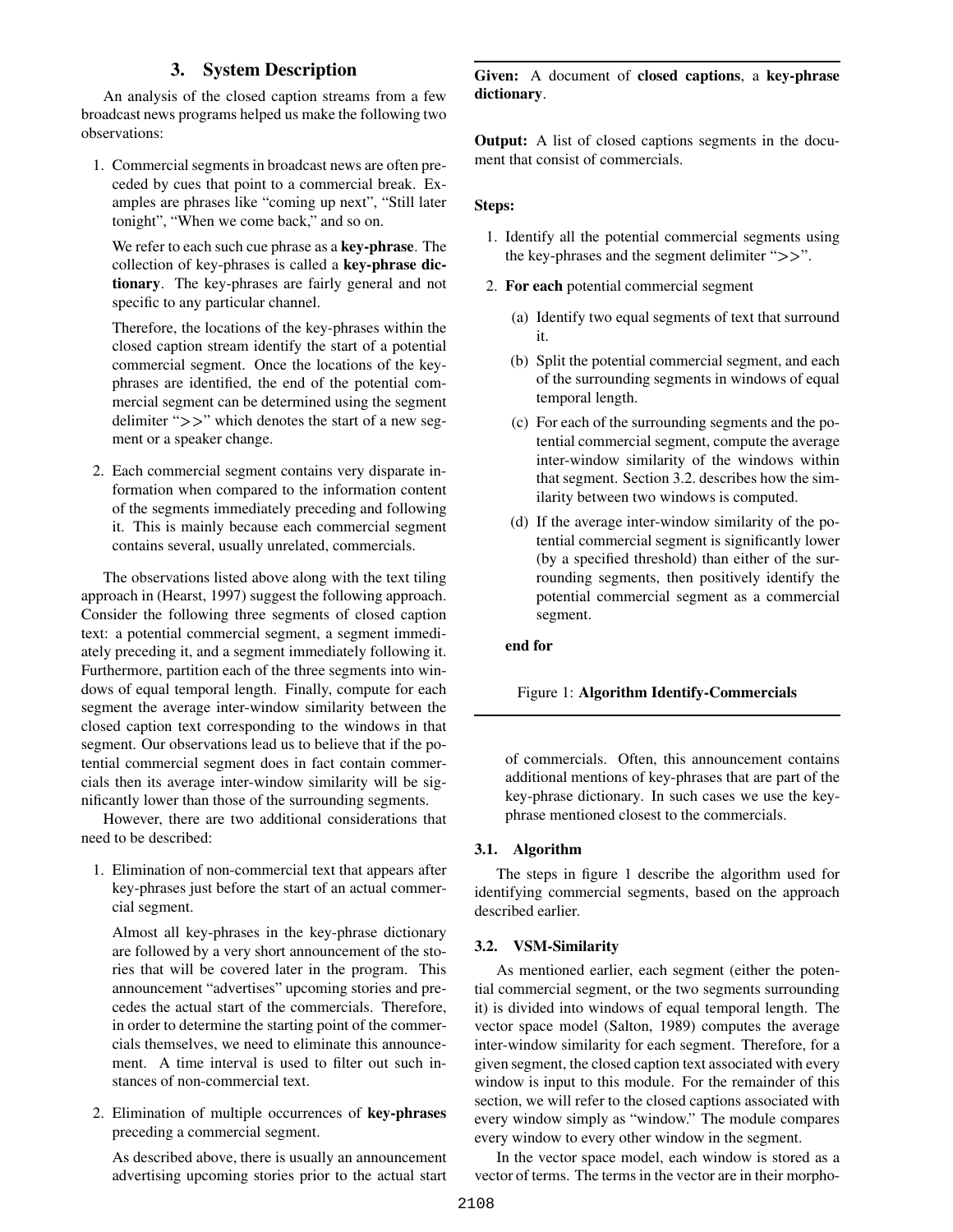## 3. System Description

An analysis of the closed caption streams from a few broadcast news programs helped us make the following two observations:

1. Commercial segments in broadcast news are often preceded by cues that point to a commercial break. Examples are phrases like "coming up next", "Still later tonight", "When we come back," and so on.

   We refer to each such cue phrase as a **key-phrase**. The collection of key-phrases is called a **key-phrase dictionary**. The key-phrases are fairly general and not specific to any particular channel.

   Therefore, the locations of the key-phrases within the closed caption stream identify the start of a potential commercial segment. Once the locations of the key-phrases are identified, the end of the potential commercial segment can be determined using the segment delimiter ">>" which denotes the start of a new segment or a speaker change.

2. Each commercial segment contains very disparate information when compared to the information content of the segments immediately preceding and following it. This is mainly because each commercial segment contains several, usually unrelated, commercials.

The observations listed above along with the text tiling approach in (Hearst, 1997) suggest the following approach. Consider the following three segments of closed caption text: a potential commercial segment, a segment immediately preceding it, and a segment immediately following it. Furthermore, partition each of the three segments into windows of equal temporal length. Finally, compute for each segment the average inter-window similarity between the closed caption text corresponding to the windows in that segment. Our observations lead us to believe that if the potential commercial segment does in fact contain commercials then its average inter-window similarity will be significantly lower than those of the surrounding segments.

However, there are two additional considerations that need to be described:

1. Elimination of non-commercial text that appears after key-phrases just before the start of an actual commercial segment.

   Almost all key-phrases in the key-phrase dictionary are followed by a very short announcement of the stories that will be covered later in the program. This announcement "advertises" upcoming stories and precedes the actual start of the commercials. Therefore, in order to determine the starting point of the commercials themselves, we need to eliminate this announcement. A time interval is used to filter out such instances of non-commercial text.

2. Elimination of multiple occurrences of **key-phrases** preceding a commercial segment.

   As described above, there is usually an announcement advertising upcoming stories prior to the actual start of commercials. Often, this announcement contains additional mentions of key-phrases that are part of the key-phrase dictionary. In such cases we use the key-phrase mentioned closest to the commercials.

---

**Given:** A document of **closed captions**, a **key-phrase dictionary**.

**Output:** A list of closed captions segments in the document that consist of commercials.

**Steps:**

1. Identify all the potential commercial segments using the key-phrases and the segment delimiter ">>".
2. **For each** potential commercial segment
   - (a) Identify two equal segments of text that surround it.
   - (b) Split the potential commercial segment, and each of the surrounding segments in windows of equal temporal length.
   - (c) For each of the surrounding segments and the potential commercial segment, compute the average inter-window similarity of the windows within that segment. Section 3.2. describes how the similarity between two windows is computed.
   - (d) If the average inter-window similarity of the potential commercial segment is significantly lower (by a specified threshold) than either of the surrounding segments, then positively identify the potential commercial segment as a commercial segment.

   **end for**

Figure 1: **Algorithm Identify-Commercials**

---

### 3.1. Algorithm

The steps in figure 1 describe the algorithm used for identifying commercial segments, based on the approach described earlier.

### 3.2. VSM-Similarity

As mentioned earlier, each segment (either the potential commercial segment, or the two segments surrounding it) is divided into windows of equal temporal length. The vector space model (Salton, 1989) computes the average inter-window similarity for each segment. Therefore, for a given segment, the closed caption text associated with every window is input to this module. For the remainder of this section, we will refer to the closed captions associated with every window simply as "window." The module compares every window to every other window in the segment.

In the vector space model, each window is stored as a vector of terms. The terms in the vector are in their morpho-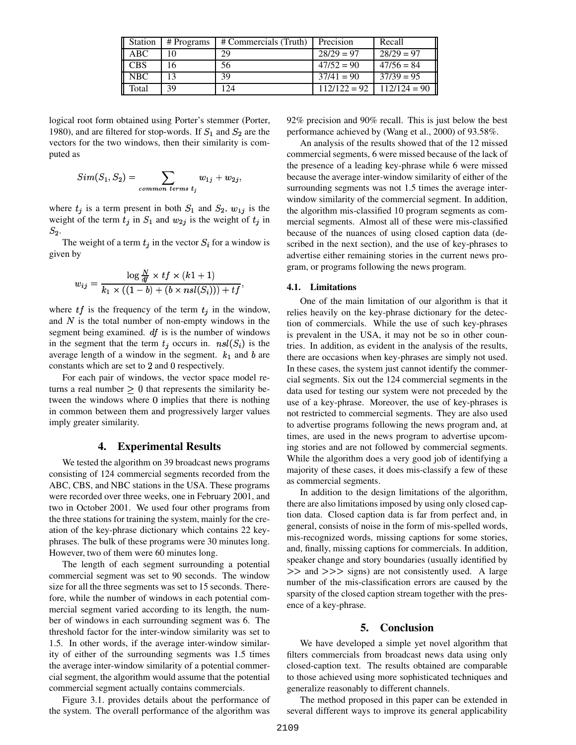| Station | # Programs | # Commercials (Truth) | Precision | Recall |
|---|---|---|---|---|
| ABC | 10 | 29 | 28/29 = 97 | 28/29 = 97 |
| CBS | 16 | 56 | 47/52 = 90 | 47/56 = 84 |
| NBC | 13 | 39 | 37/41 = 90 | 37/39 = 95 |
| Total | 39 | 124 | 112/122 = 92 | 112/124 = 90 |

logical root form obtained using Porter's stemmer (Porter, 1980), and are filtered for stop-words. If $S_1$ and $S_2$ are the vectors for the two windows, then their similarity is computed as

$$Sim(S_1, S_2) = \sum_{common\ terms\ t_j} w_{1j} + w_{2j},$$

where $t_j$ is a term present in both $S_1$ and $S_2$, $w_{1j}$ is the weight of the term $t_j$ in $S_1$ and $w_{2j}$ is the weight of $t_j$ in $S_2$.

The weight of a term $t_j$ in the vector $S_i$ for a window is given by

$$w_{ij} = \frac{\log \frac{N}{df} \times tf \times (k1 + 1)}{k_1 \times ((1 - b) + (b \times nsl(S_i))) + tf},$$

where $tf$ is the frequency of the term $t_j$ in the window, and $N$ is the total number of non-empty windows in the segment being examined. $df$ is is the number of windows in the segment that the term $t_j$ occurs in. $nsl(S_i)$ is the average length of a window in the segment. $k_1$ and $b$ are constants which are set to 2 and 0 respectively.

For each pair of windows, the vector space model returns a real number $\geq 0$ that represents the similarity between the windows where 0 implies that there is nothing in common between them and progressively larger values imply greater similarity.

## 4. Experimental Results

We tested the algorithm on 39 broadcast news programs consisting of 124 commercial segments recorded from the ABC, CBS, and NBC stations in the USA. These programs were recorded over three weeks, one in February 2001, and two in October 2001. We used four other programs from the three stations for training the system, mainly for the creation of the key-phrase dictionary which contains 22 key-phrases. The bulk of these programs were 30 minutes long. However, two of them were 60 minutes long.

The length of each segment surrounding a potential commercial segment was set to 90 seconds. The window size for all the three segments was set to 15 seconds. Therefore, while the number of windows in each potential commercial segment varied according to its length, the number of windows in each surrounding segment was 6. The threshold factor for the inter-window similarity was set to 1.5. In other words, if the average inter-window similarity of either of the surrounding segments was 1.5 times the average inter-window similarity of a potential commercial segment, the algorithm would assume that the potential commercial segment actually contains commercials.

Figure 3.1. provides details about the performance of the system. The overall performance of the algorithm was 92% precision and 90% recall. This is just below the best performance achieved by (Wang et al., 2000) of 93.58%.

An analysis of the results showed that of the 12 missed commercial segments, 6 were missed because of the lack of the presence of a leading key-phrase while 6 were missed because the average inter-window similarity of either of the surrounding segments was not 1.5 times the average inter-window similarity of the commercial segment. In addition, the algorithm mis-classified 10 program segments as commercial segments. Almost all of these were mis-classified because of the nuances of using closed caption data (described in the next section), and the use of key-phrases to advertise either remaining stories in the current news program, or programs following the news program.

### 4.1. Limitations

One of the main limitation of our algorithm is that it relies heavily on the key-phrase dictionary for the detection of commercials. While the use of such key-phrases is prevalent in the USA, it may not be so in other countries. In addition, as evident in the analysis of the results, there are occasions when key-phrases are simply not used. In these cases, the system just cannot identify the commercial segments. Six out the 124 commercial segments in the data used for testing our system were not preceded by the use of a key-phrase. Moreover, the use of key-phrases is not restricted to commercial segments. They are also used to advertise programs following the news program and, at times, are used in the news program to advertise upcoming stories and are not followed by commercial segments. While the algorithm does a very good job of identifying a majority of these cases, it does mis-classify a few of these as commercial segments.

In addition to the design limitations of the algorithm, there are also limitations imposed by using only closed caption data. Closed caption data is far from perfect and, in general, consists of noise in the form of mis-spelled words, mis-recognized words, missing captions for some stories, and, finally, missing captions for commercials. In addition, speaker change and story boundaries (usually identified by >> and >>> signs) are not consistently used. A large number of the mis-classification errors are caused by the sparsity of the closed caption stream together with the presence of a key-phrase.

## 5. Conclusion

We have developed a simple yet novel algorithm that filters commercials from broadcast news data using only closed-caption text. The results obtained are comparable to those achieved using more sophisticated techniques and generalize reasonably to different channels.

The method proposed in this paper can be extended in several different ways to improve its general applicability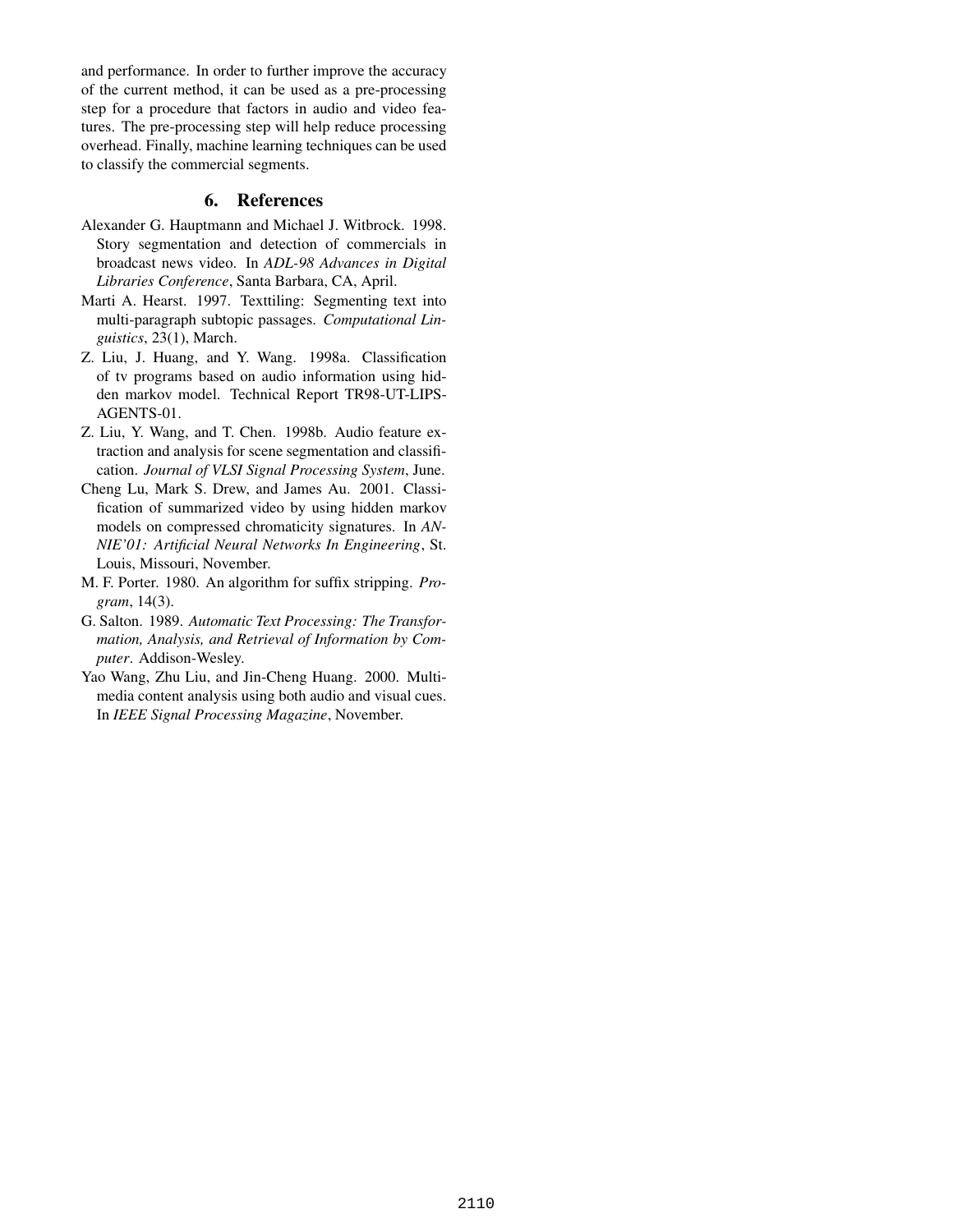and performance. In order to further improve the accuracy of the current method, it can be used as a pre-processing step for a procedure that factors in audio and video features. The pre-processing step will help reduce processing overhead. Finally, machine learning techniques can be used to classify the commercial segments.

## 6. References

Alexander G. Hauptmann and Michael J. Witbrock. 1998. Story segmentation and detection of commercials in broadcast news video. In *ADL-98 Advances in Digital Libraries Conference*, Santa Barbara, CA, April.

Marti A. Hearst. 1997. Texttiling: Segmenting text into multi-paragraph subtopic passages. *Computational Linguistics*, 23(1), March.

Z. Liu, J. Huang, and Y. Wang. 1998a. Classification of tv programs based on audio information using hidden markov model. Technical Report TR98-UT-LIPS-AGENTS-01.

Z. Liu, Y. Wang, and T. Chen. 1998b. Audio feature extraction and analysis for scene segmentation and classification. *Journal of VLSI Signal Processing System*, June.

Cheng Lu, Mark S. Drew, and James Au. 2001. Classification of summarized video by using hidden markov models on compressed chromaticity signatures. In *ANNIE'01: Artificial Neural Networks In Engineering*, St. Louis, Missouri, November.

M. F. Porter. 1980. An algorithm for suffix stripping. *Program*, 14(3).

G. Salton. 1989. *Automatic Text Processing: The Transformation, Analysis, and Retrieval of Information by Computer*. Addison-Wesley.

Yao Wang, Zhu Liu, and Jin-Cheng Huang. 2000. Multimedia content analysis using both audio and visual cues. In *IEEE Signal Processing Magazine*, November.